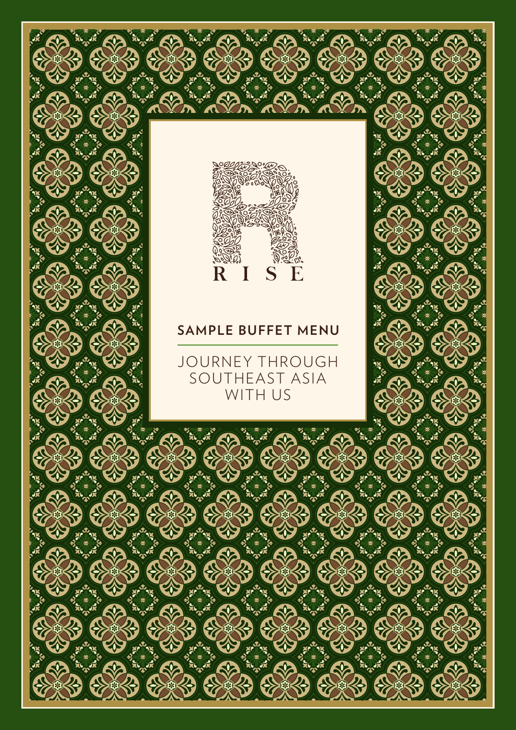# RISE

## SAMPLE BUFFET MENU

JOURNEY THROUGH SOUTHEAST ASIA WITH US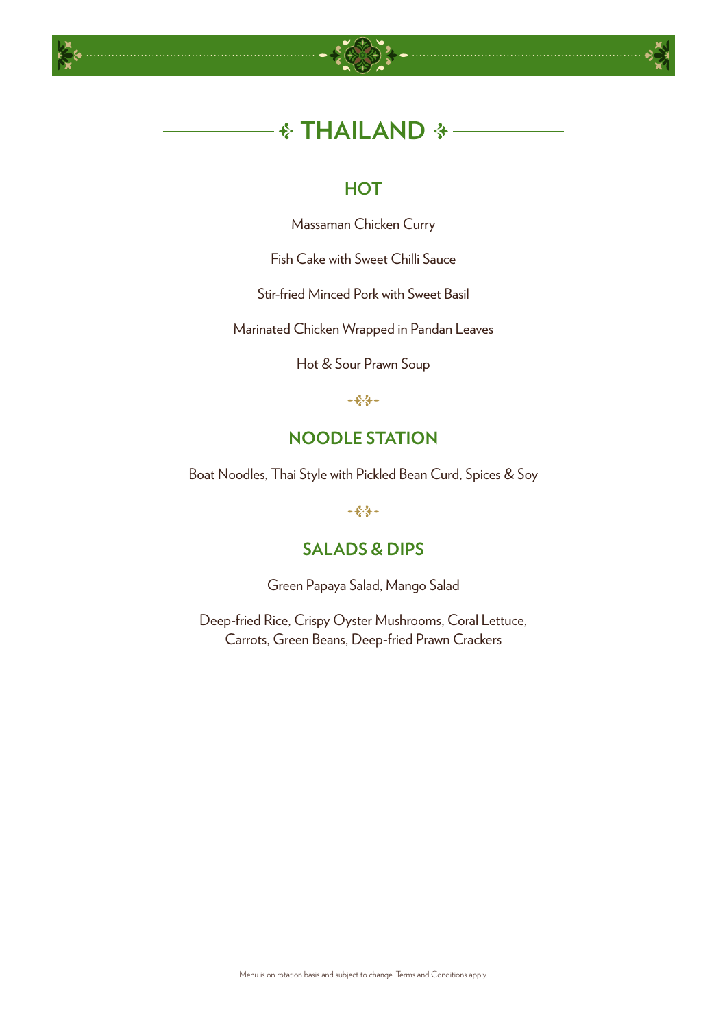# THAILAND

## HOT

Massaman Chicken Curry

Fish Cake with Sweet Chilli Sauce

Stir-fried Minced Pork with Sweet Basil

Marinated Chicken Wrapped in Pandan Leaves

Hot & Sour Prawn Soup

## NOODLE STATION

Boat Noodles, Thai Style with Pickled Bean Curd, Spices & Soy

## SALADS & DIPS

Green Papaya Salad, Mango Salad

Deep-fried Rice, Crispy Oyster Mushrooms, Coral Lettuce,
Carrots, Green Beans, Deep-fried Prawn Crackers

Menu is on rotation basis and subject to change. Terms and Conditions apply.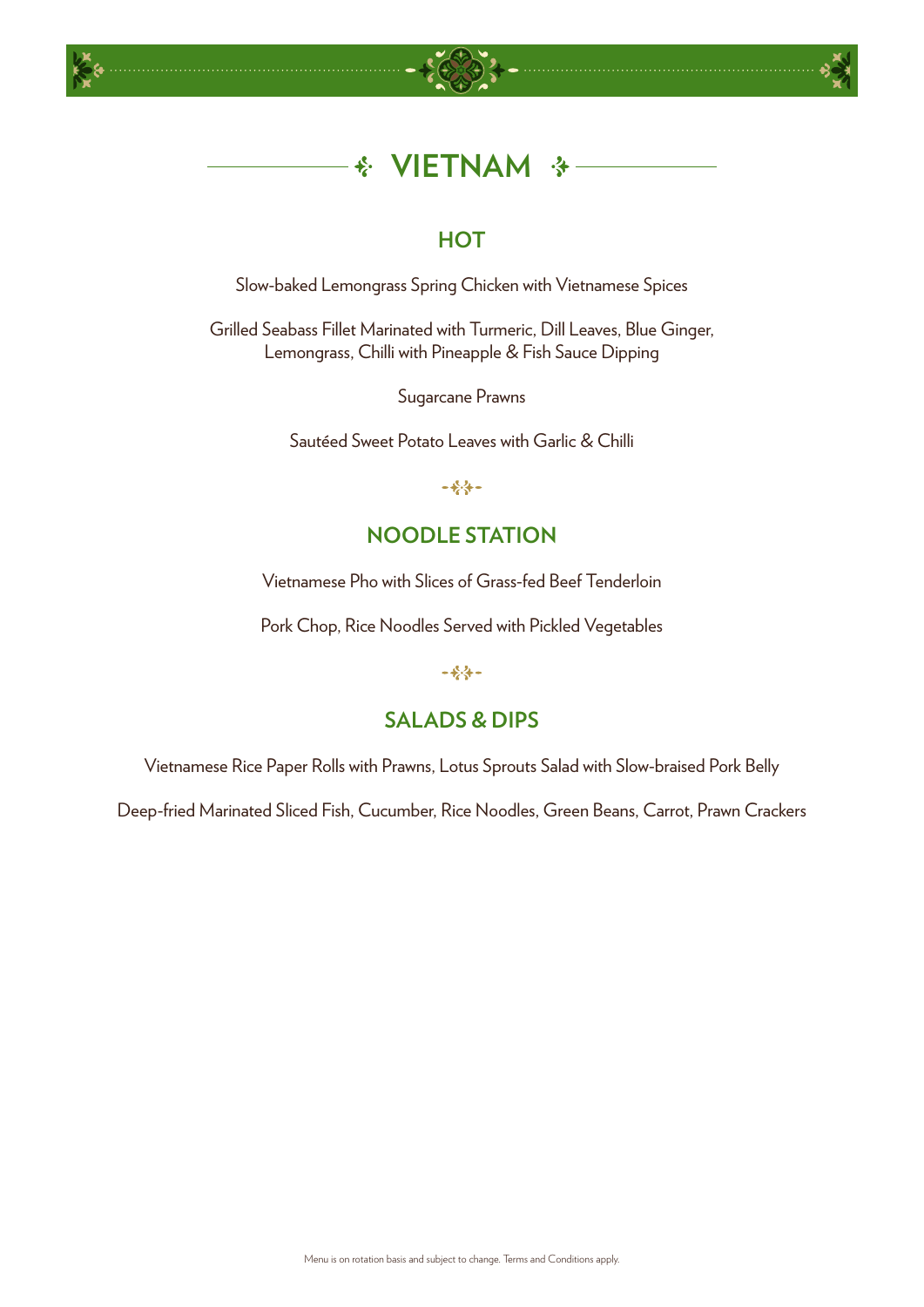# VIETNAM

## HOT

Slow-baked Lemongrass Spring Chicken with Vietnamese Spices

Grilled Seabass Fillet Marinated with Turmeric, Dill Leaves, Blue Ginger, Lemongrass, Chilli with Pineapple & Fish Sauce Dipping

Sugarcane Prawns

Sautéed Sweet Potato Leaves with Garlic & Chilli

## NOODLE STATION

Vietnamese Pho with Slices of Grass-fed Beef Tenderloin

Pork Chop, Rice Noodles Served with Pickled Vegetables

## SALADS & DIPS

Vietnamese Rice Paper Rolls with Prawns, Lotus Sprouts Salad with Slow-braised Pork Belly

Deep-fried Marinated Sliced Fish, Cucumber, Rice Noodles, Green Beans, Carrot, Prawn Crackers

Menu is on rotation basis and subject to change. Terms and Conditions apply.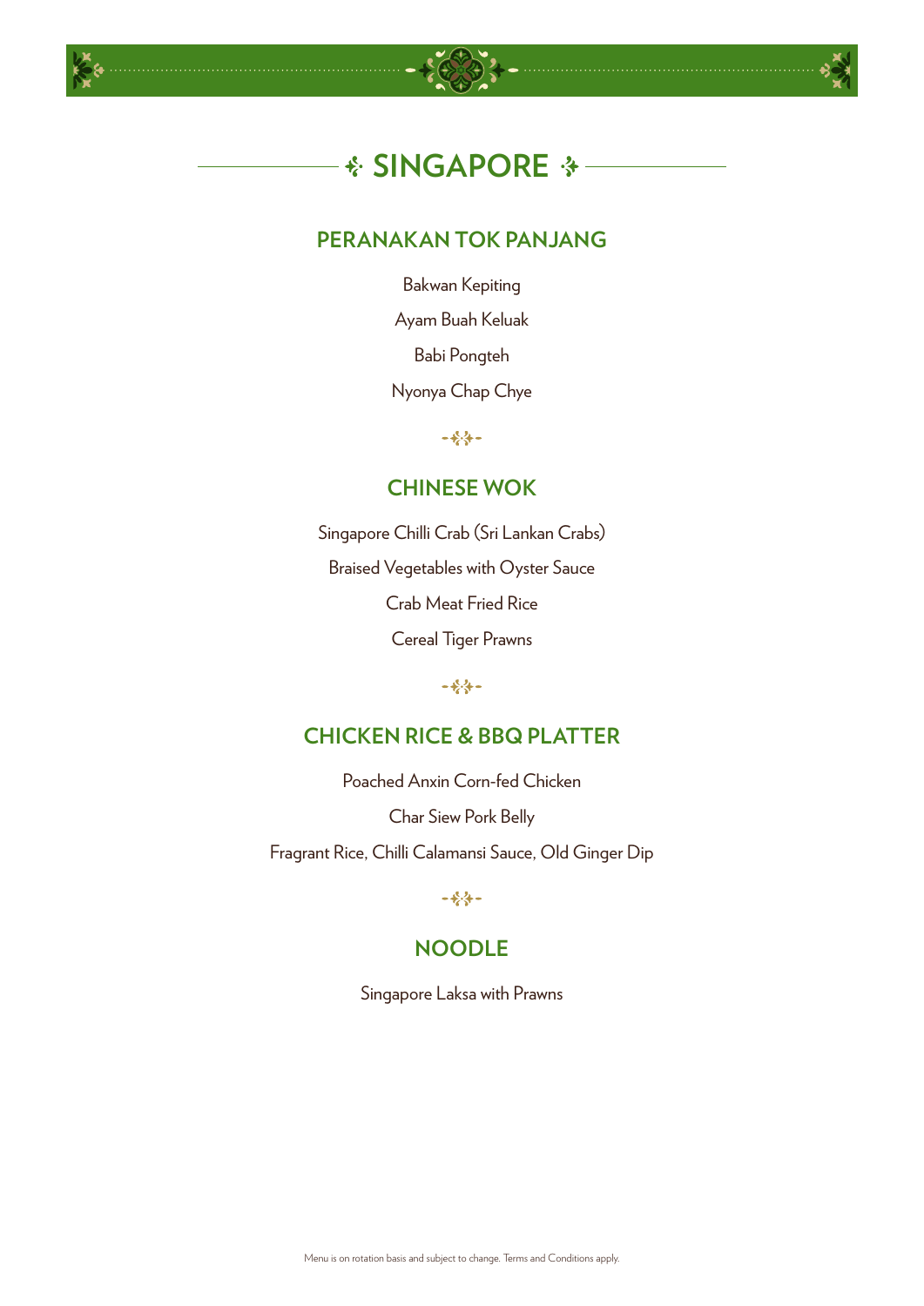# SINGAPORE

## PERANAKAN TOK PANJANG

Bakwan Kepiting

Ayam Buah Keluak

Babi Pongteh

Nyonya Chap Chye

## CHINESE WOK

Singapore Chilli Crab (Sri Lankan Crabs)

Braised Vegetables with Oyster Sauce

Crab Meat Fried Rice

Cereal Tiger Prawns

## CHICKEN RICE & BBQ PLATTER

Poached Anxin Corn-fed Chicken

Char Siew Pork Belly

Fragrant Rice, Chilli Calamansi Sauce, Old Ginger Dip

## NOODLE

Singapore Laksa with Prawns

Menu is on rotation basis and subject to change. Terms and Conditions apply.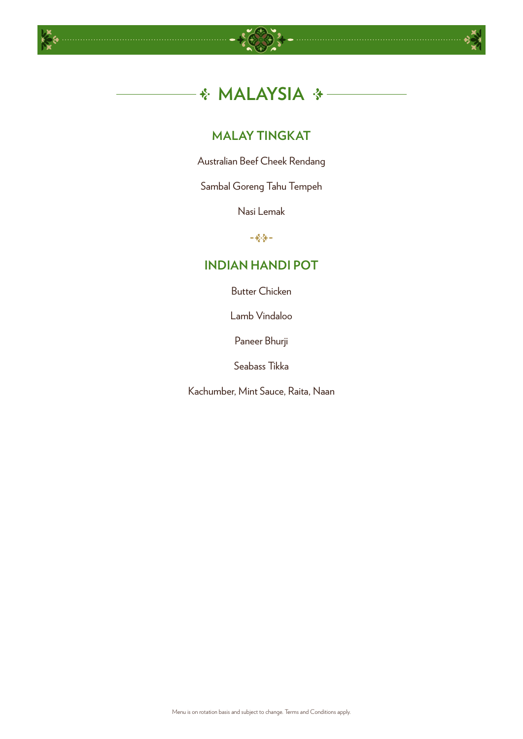# MALAYSIA

## MALAY TINGKAT

Australian Beef Cheek Rendang

Sambal Goreng Tahu Tempeh

Nasi Lemak

## INDIAN HANDI POT

Butter Chicken

Lamb Vindaloo

Paneer Bhurji

Seabass Tikka

Kachumber, Mint Sauce, Raita, Naan

Menu is on rotation basis and subject to change. Terms and Conditions apply.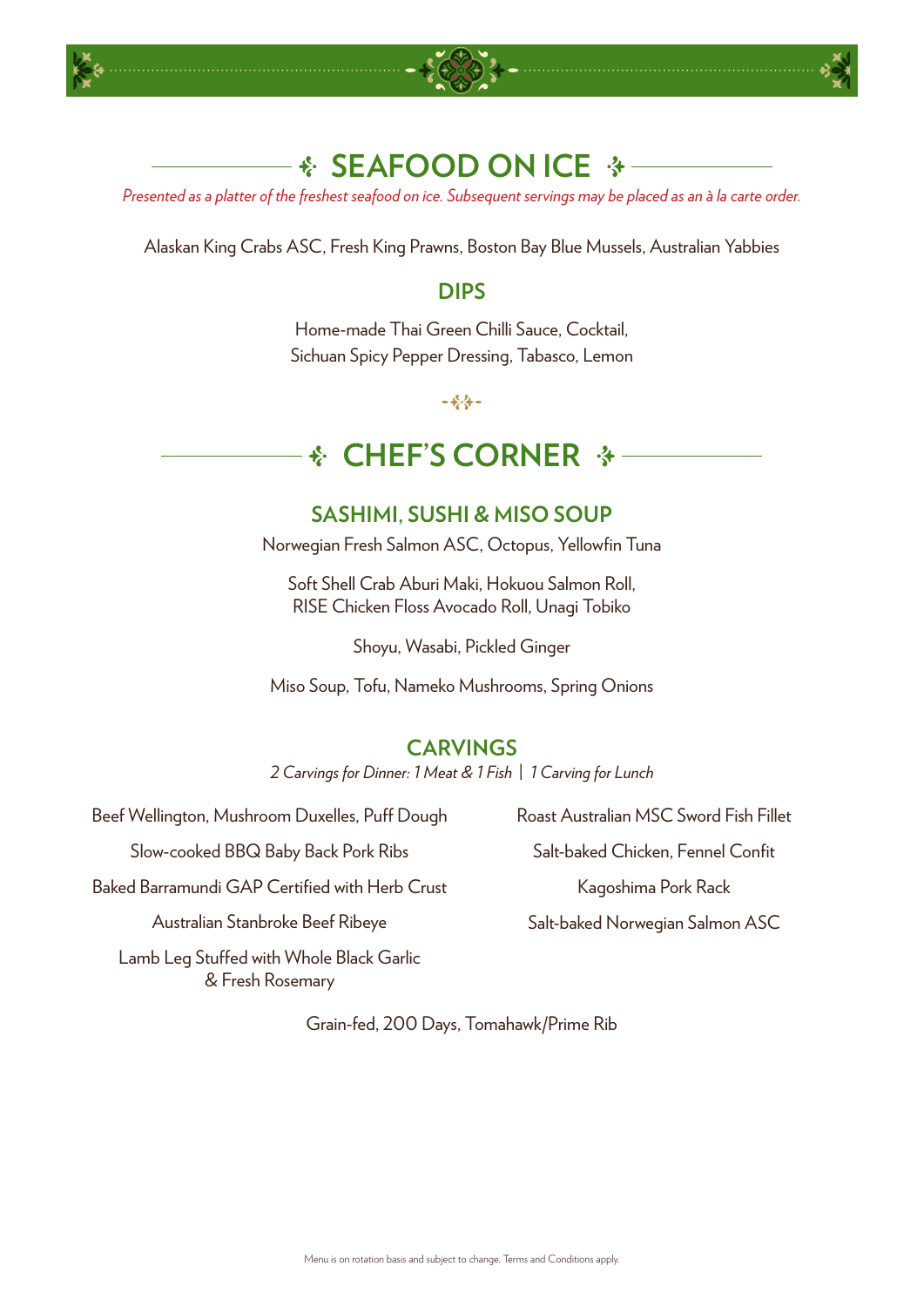# SEAFOOD ON ICE

*Presented as a platter of the freshest seafood on ice. Subsequent servings may be placed as an à la carte order.*

Alaskan King Crabs ASC, Fresh King Prawns, Boston Bay Blue Mussels, Australian Yabbies

## DIPS

Home-made Thai Green Chilli Sauce, Cocktail,
Sichuan Spicy Pepper Dressing, Tabasco, Lemon

# CHEF'S CORNER

## SASHIMI, SUSHI & MISO SOUP

Norwegian Fresh Salmon ASC, Octopus, Yellowfin Tuna

Soft Shell Crab Aburi Maki, Hokuou Salmon Roll,
RISE Chicken Floss Avocado Roll, Unagi Tobiko

Shoyu, Wasabi, Pickled Ginger

Miso Soup, Tofu, Nameko Mushrooms, Spring Onions

## CARVINGS

*2 Carvings for Dinner: 1 Meat & 1 Fish | 1 Carving for Lunch*

Beef Wellington, Mushroom Duxelles, Puff Dough

Slow-cooked BBQ Baby Back Pork Ribs

Baked Barramundi GAP Certified with Herb Crust

Australian Stanbroke Beef Ribeye

Lamb Leg Stuffed with Whole Black Garlic
& Fresh Rosemary

Roast Australian MSC Sword Fish Fillet

Salt-baked Chicken, Fennel Confit

Kagoshima Pork Rack

Salt-baked Norwegian Salmon ASC

Grain-fed, 200 Days, Tomahawk/Prime Rib

Menu is on rotation basis and subject to change. Terms and Conditions apply.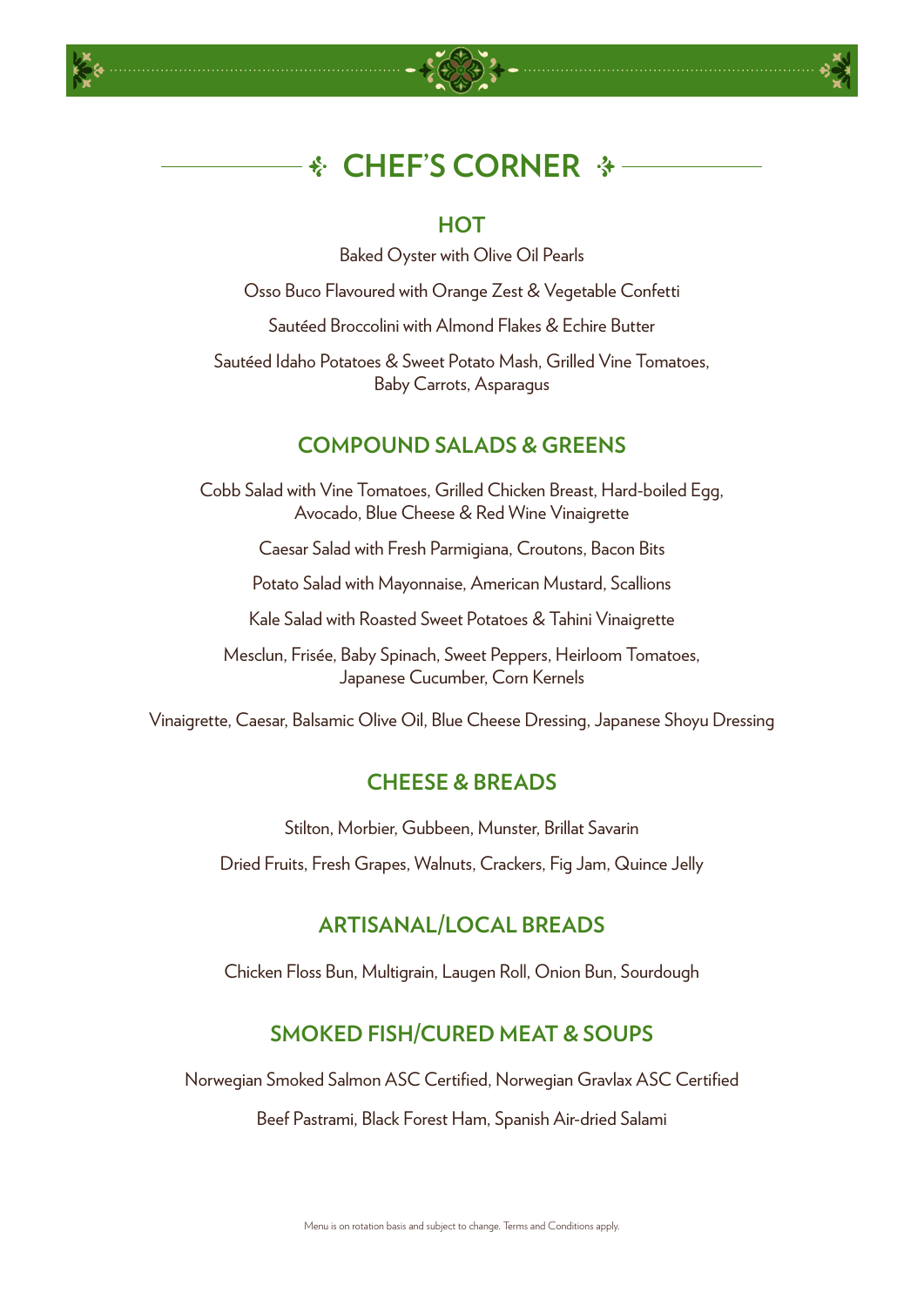# CHEF'S CORNER

## HOT

Baked Oyster with Olive Oil Pearls

Osso Buco Flavoured with Orange Zest & Vegetable Confetti

Sautéed Broccolini with Almond Flakes & Echire Butter

Sautéed Idaho Potatoes & Sweet Potato Mash, Grilled Vine Tomatoes, Baby Carrots, Asparagus

## COMPOUND SALADS & GREENS

Cobb Salad with Vine Tomatoes, Grilled Chicken Breast, Hard-boiled Egg, Avocado, Blue Cheese & Red Wine Vinaigrette

Caesar Salad with Fresh Parmigiana, Croutons, Bacon Bits

Potato Salad with Mayonnaise, American Mustard, Scallions

Kale Salad with Roasted Sweet Potatoes & Tahini Vinaigrette

Mesclun, Frisée, Baby Spinach, Sweet Peppers, Heirloom Tomatoes, Japanese Cucumber, Corn Kernels

Vinaigrette, Caesar, Balsamic Olive Oil, Blue Cheese Dressing, Japanese Shoyu Dressing

## CHEESE & BREADS

Stilton, Morbier, Gubbeen, Munster, Brillat Savarin

Dried Fruits, Fresh Grapes, Walnuts, Crackers, Fig Jam, Quince Jelly

## ARTISANAL/LOCAL BREADS

Chicken Floss Bun, Multigrain, Laugen Roll, Onion Bun, Sourdough

## SMOKED FISH/CURED MEAT & SOUPS

Norwegian Smoked Salmon ASC Certified, Norwegian Gravlax ASC Certified

Beef Pastrami, Black Forest Ham, Spanish Air-dried Salami

Menu is on rotation basis and subject to change. Terms and Conditions apply.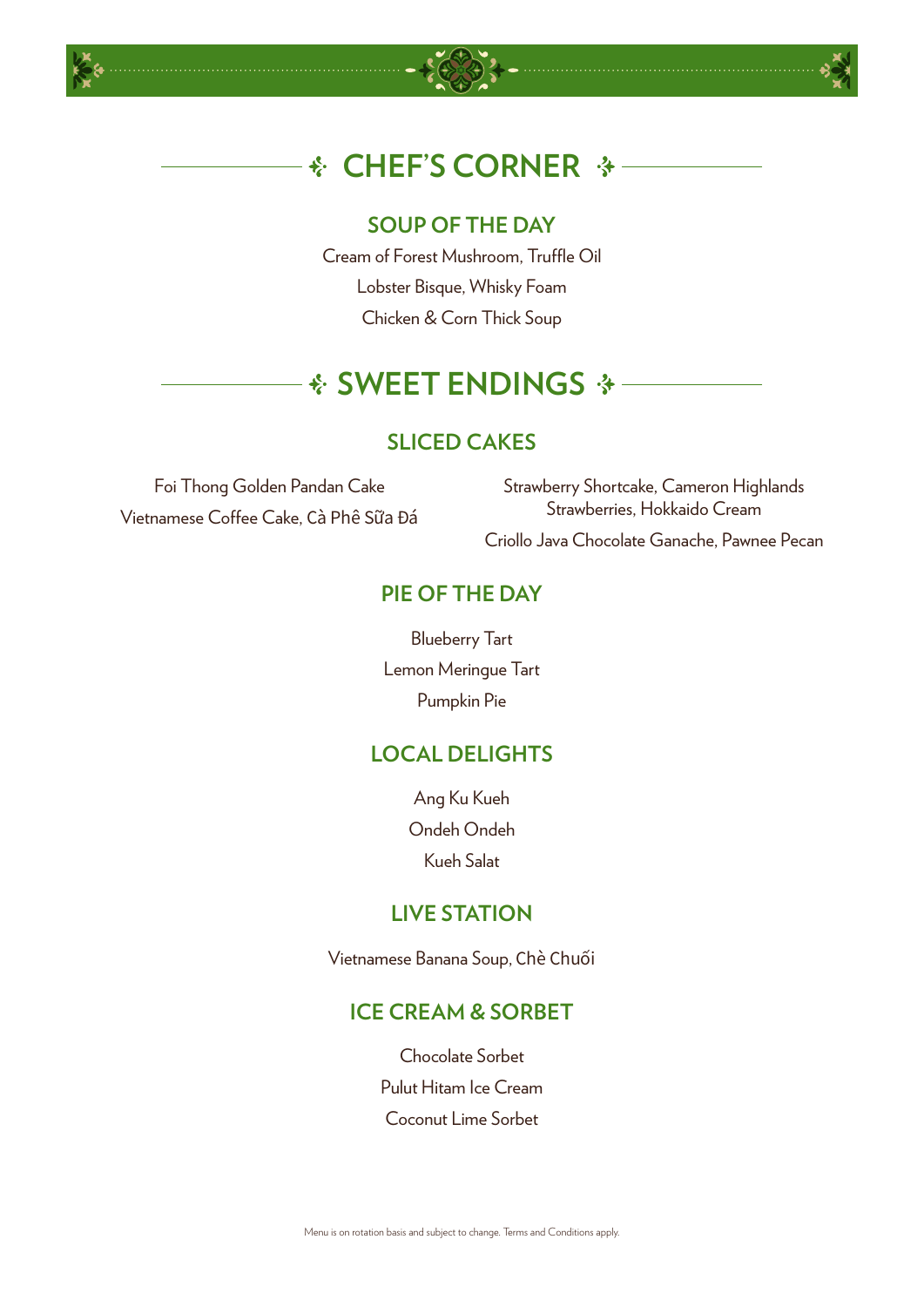# CHEF'S CORNER

## SOUP OF THE DAY

Cream of Forest Mushroom, Truffle Oil

Lobster Bisque, Whisky Foam

Chicken & Corn Thick Soup

# SWEET ENDINGS

## SLICED CAKES

Foi Thong Golden Pandan Cake

Vietnamese Coffee Cake, Cà Phê Sữa Đá

Strawberry Shortcake, Cameron Highlands Strawberries, Hokkaido Cream

Criollo Java Chocolate Ganache, Pawnee Pecan

## PIE OF THE DAY

Blueberry Tart

Lemon Meringue Tart

Pumpkin Pie

## LOCAL DELIGHTS

Ang Ku Kueh

Ondeh Ondeh

Kueh Salat

## LIVE STATION

Vietnamese Banana Soup, Chè Chuối

## ICE CREAM & SORBET

Chocolate Sorbet

Pulut Hitam Ice Cream

Coconut Lime Sorbet

Menu is on rotation basis and subject to change. Terms and Conditions apply.